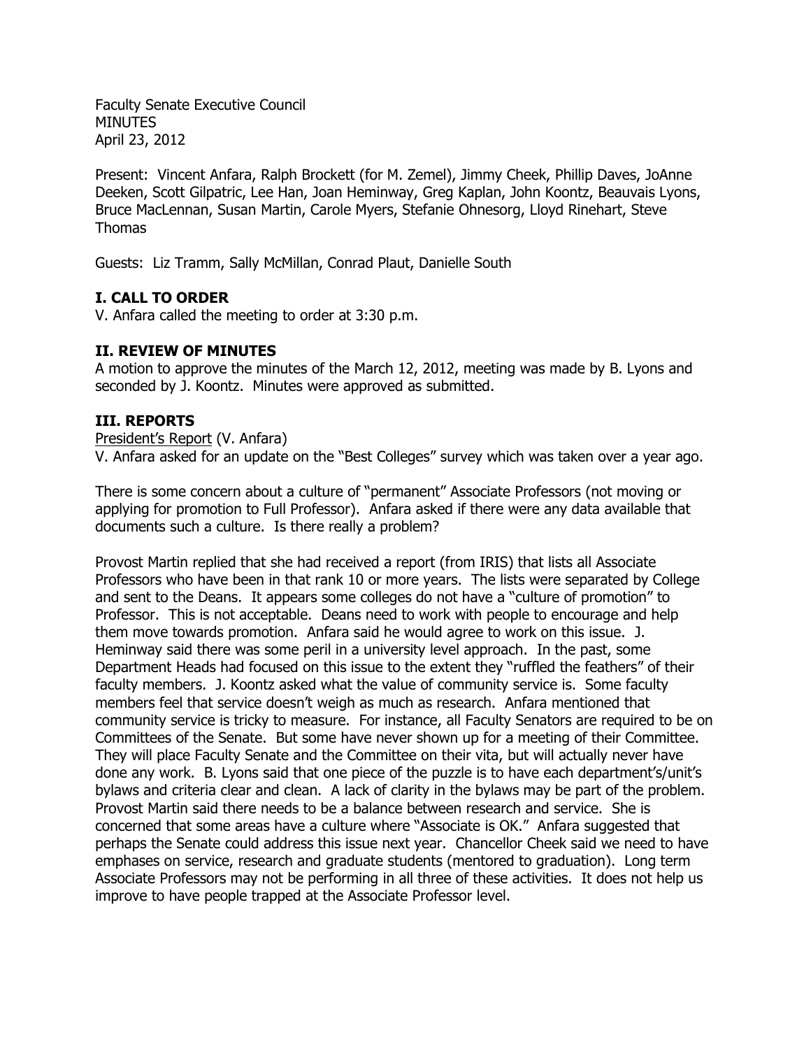Faculty Senate Executive Council
MINUTES
April 23, 2012

Present: Vincent Anfara, Ralph Brockett (for M. Zemel), Jimmy Cheek, Phillip Daves, JoAnne Deeken, Scott Gilpatric, Lee Han, Joan Heminway, Greg Kaplan, John Koontz, Beauvais Lyons, Bruce MacLennan, Susan Martin, Carole Myers, Stefanie Ohnesorg, Lloyd Rinehart, Steve Thomas

Guests: Liz Tramm, Sally McMillan, Conrad Plaut, Danielle South

## I. CALL TO ORDER

V. Anfara called the meeting to order at 3:30 p.m.

## II. REVIEW OF MINUTES

A motion to approve the minutes of the March 12, 2012, meeting was made by B. Lyons and seconded by J. Koontz. Minutes were approved as submitted.

## III. REPORTS

President's Report (V. Anfara)

V. Anfara asked for an update on the "Best Colleges" survey which was taken over a year ago.

There is some concern about a culture of "permanent" Associate Professors (not moving or applying for promotion to Full Professor). Anfara asked if there were any data available that documents such a culture. Is there really a problem?

Provost Martin replied that she had received a report (from IRIS) that lists all Associate Professors who have been in that rank 10 or more years. The lists were separated by College and sent to the Deans. It appears some colleges do not have a "culture of promotion" to Professor. This is not acceptable. Deans need to work with people to encourage and help them move towards promotion. Anfara said he would agree to work on this issue. J. Heminway said there was some peril in a university level approach. In the past, some Department Heads had focused on this issue to the extent they "ruffled the feathers" of their faculty members. J. Koontz asked what the value of community service is. Some faculty members feel that service doesn't weigh as much as research. Anfara mentioned that community service is tricky to measure. For instance, all Faculty Senators are required to be on Committees of the Senate. But some have never shown up for a meeting of their Committee. They will place Faculty Senate and the Committee on their vita, but will actually never have done any work. B. Lyons said that one piece of the puzzle is to have each department's/unit's bylaws and criteria clear and clean. A lack of clarity in the bylaws may be part of the problem. Provost Martin said there needs to be a balance between research and service. She is concerned that some areas have a culture where "Associate is OK." Anfara suggested that perhaps the Senate could address this issue next year. Chancellor Cheek said we need to have emphases on service, research and graduate students (mentored to graduation). Long term Associate Professors may not be performing in all three of these activities. It does not help us improve to have people trapped at the Associate Professor level.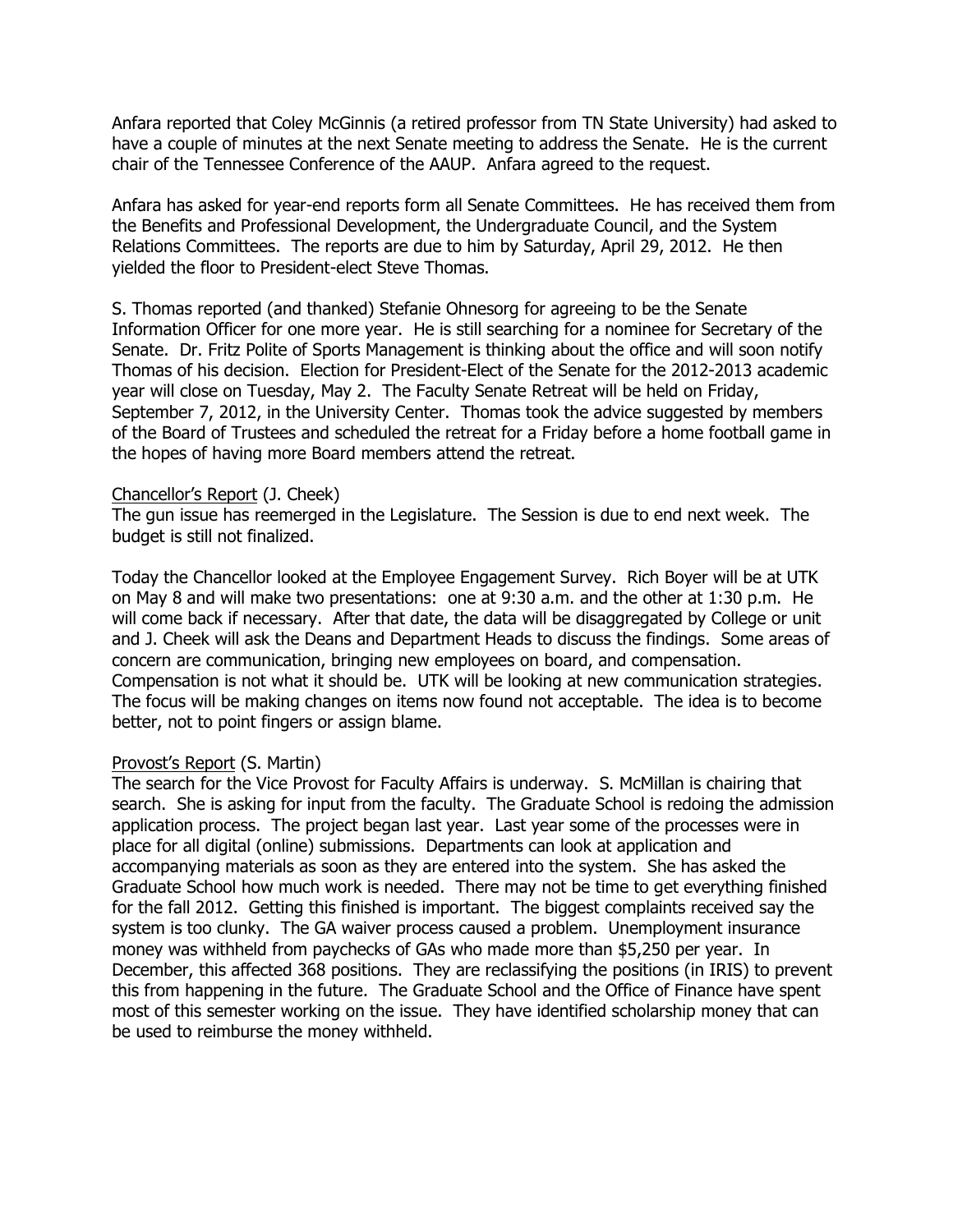Anfara reported that Coley McGinnis (a retired professor from TN State University) had asked to have a couple of minutes at the next Senate meeting to address the Senate. He is the current chair of the Tennessee Conference of the AAUP. Anfara agreed to the request.

Anfara has asked for year-end reports form all Senate Committees. He has received them from the Benefits and Professional Development, the Undergraduate Council, and the System Relations Committees. The reports are due to him by Saturday, April 29, 2012. He then yielded the floor to President-elect Steve Thomas.

S. Thomas reported (and thanked) Stefanie Ohnesorg for agreeing to be the Senate Information Officer for one more year. He is still searching for a nominee for Secretary of the Senate. Dr. Fritz Polite of Sports Management is thinking about the office and will soon notify Thomas of his decision. Election for President-Elect of the Senate for the 2012-2013 academic year will close on Tuesday, May 2. The Faculty Senate Retreat will be held on Friday, September 7, 2012, in the University Center. Thomas took the advice suggested by members of the Board of Trustees and scheduled the retreat for a Friday before a home football game in the hopes of having more Board members attend the retreat.

Chancellor's Report (J. Cheek)

The gun issue has reemerged in the Legislature. The Session is due to end next week. The budget is still not finalized.

Today the Chancellor looked at the Employee Engagement Survey. Rich Boyer will be at UTK on May 8 and will make two presentations: one at 9:30 a.m. and the other at 1:30 p.m. He will come back if necessary. After that date, the data will be disaggregated by College or unit and J. Cheek will ask the Deans and Department Heads to discuss the findings. Some areas of concern are communication, bringing new employees on board, and compensation. Compensation is not what it should be. UTK will be looking at new communication strategies. The focus will be making changes on items now found not acceptable. The idea is to become better, not to point fingers or assign blame.

Provost's Report (S. Martin)

The search for the Vice Provost for Faculty Affairs is underway. S. McMillan is chairing that search. She is asking for input from the faculty. The Graduate School is redoing the admission application process. The project began last year. Last year some of the processes were in place for all digital (online) submissions. Departments can look at application and accompanying materials as soon as they are entered into the system. She has asked the Graduate School how much work is needed. There may not be time to get everything finished for the fall 2012. Getting this finished is important. The biggest complaints received say the system is too clunky. The GA waiver process caused a problem. Unemployment insurance money was withheld from paychecks of GAs who made more than $5,250 per year. In December, this affected 368 positions. They are reclassifying the positions (in IRIS) to prevent this from happening in the future. The Graduate School and the Office of Finance have spent most of this semester working on the issue. They have identified scholarship money that can be used to reimburse the money withheld.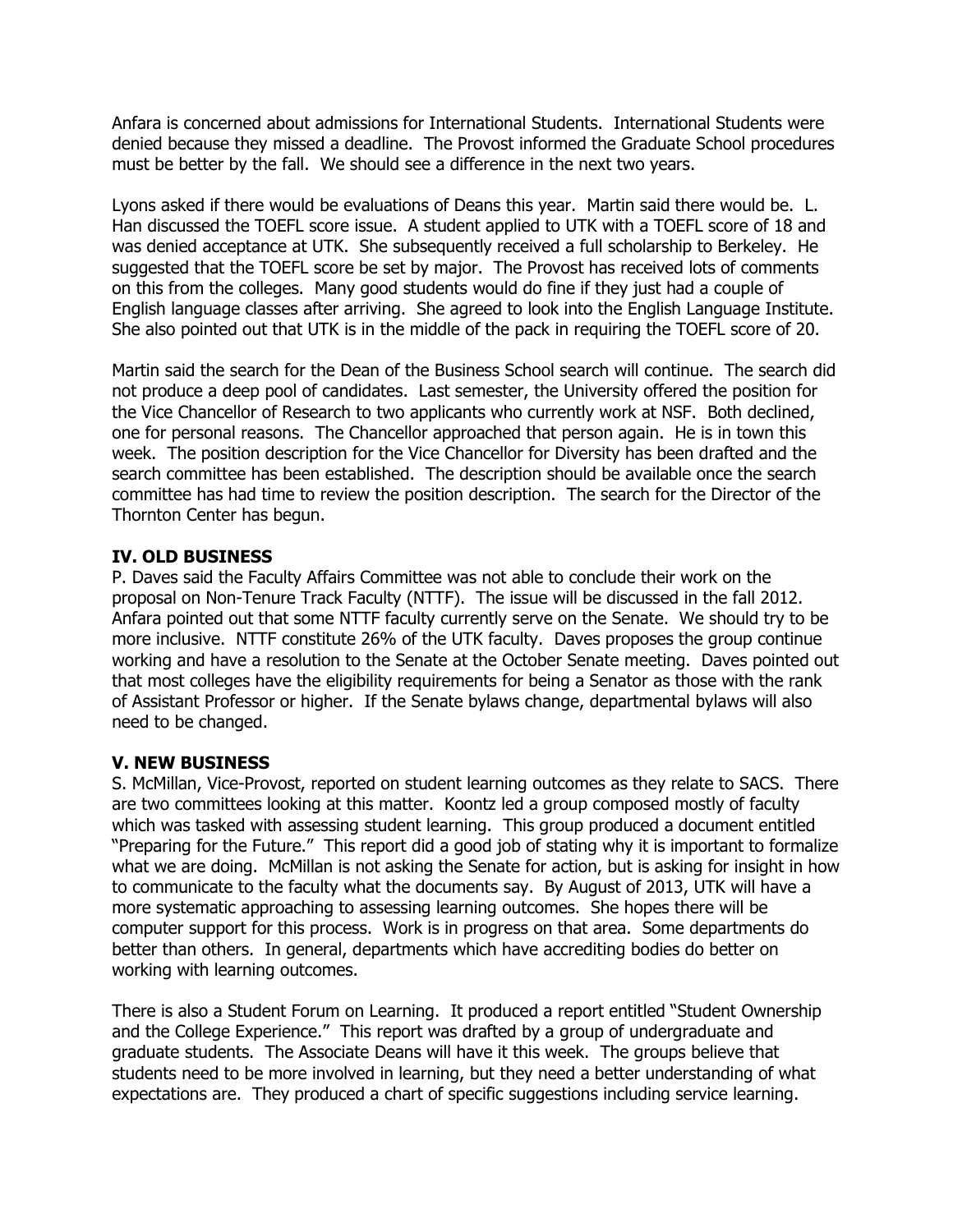Anfara is concerned about admissions for International Students. International Students were denied because they missed a deadline. The Provost informed the Graduate School procedures must be better by the fall. We should see a difference in the next two years.

Lyons asked if there would be evaluations of Deans this year. Martin said there would be. L. Han discussed the TOEFL score issue. A student applied to UTK with a TOEFL score of 18 and was denied acceptance at UTK. She subsequently received a full scholarship to Berkeley. He suggested that the TOEFL score be set by major. The Provost has received lots of comments on this from the colleges. Many good students would do fine if they just had a couple of English language classes after arriving. She agreed to look into the English Language Institute. She also pointed out that UTK is in the middle of the pack in requiring the TOEFL score of 20.

Martin said the search for the Dean of the Business School search will continue. The search did not produce a deep pool of candidates. Last semester, the University offered the position for the Vice Chancellor of Research to two applicants who currently work at NSF. Both declined, one for personal reasons. The Chancellor approached that person again. He is in town this week. The position description for the Vice Chancellor for Diversity has been drafted and the search committee has been established. The description should be available once the search committee has had time to review the position description. The search for the Director of the Thornton Center has begun.

## IV. OLD BUSINESS

P. Daves said the Faculty Affairs Committee was not able to conclude their work on the proposal on Non-Tenure Track Faculty (NTTF). The issue will be discussed in the fall 2012. Anfara pointed out that some NTTF faculty currently serve on the Senate. We should try to be more inclusive. NTTF constitute 26% of the UTK faculty. Daves proposes the group continue working and have a resolution to the Senate at the October Senate meeting. Daves pointed out that most colleges have the eligibility requirements for being a Senator as those with the rank of Assistant Professor or higher. If the Senate bylaws change, departmental bylaws will also need to be changed.

## V. NEW BUSINESS

S. McMillan, Vice-Provost, reported on student learning outcomes as they relate to SACS. There are two committees looking at this matter. Koontz led a group composed mostly of faculty which was tasked with assessing student learning. This group produced a document entitled "Preparing for the Future." This report did a good job of stating why it is important to formalize what we are doing. McMillan is not asking the Senate for action, but is asking for insight in how to communicate to the faculty what the documents say. By August of 2013, UTK will have a more systematic approaching to assessing learning outcomes. She hopes there will be computer support for this process. Work is in progress on that area. Some departments do better than others. In general, departments which have accrediting bodies do better on working with learning outcomes.

There is also a Student Forum on Learning. It produced a report entitled "Student Ownership and the College Experience." This report was drafted by a group of undergraduate and graduate students. The Associate Deans will have it this week. The groups believe that students need to be more involved in learning, but they need a better understanding of what expectations are. They produced a chart of specific suggestions including service learning.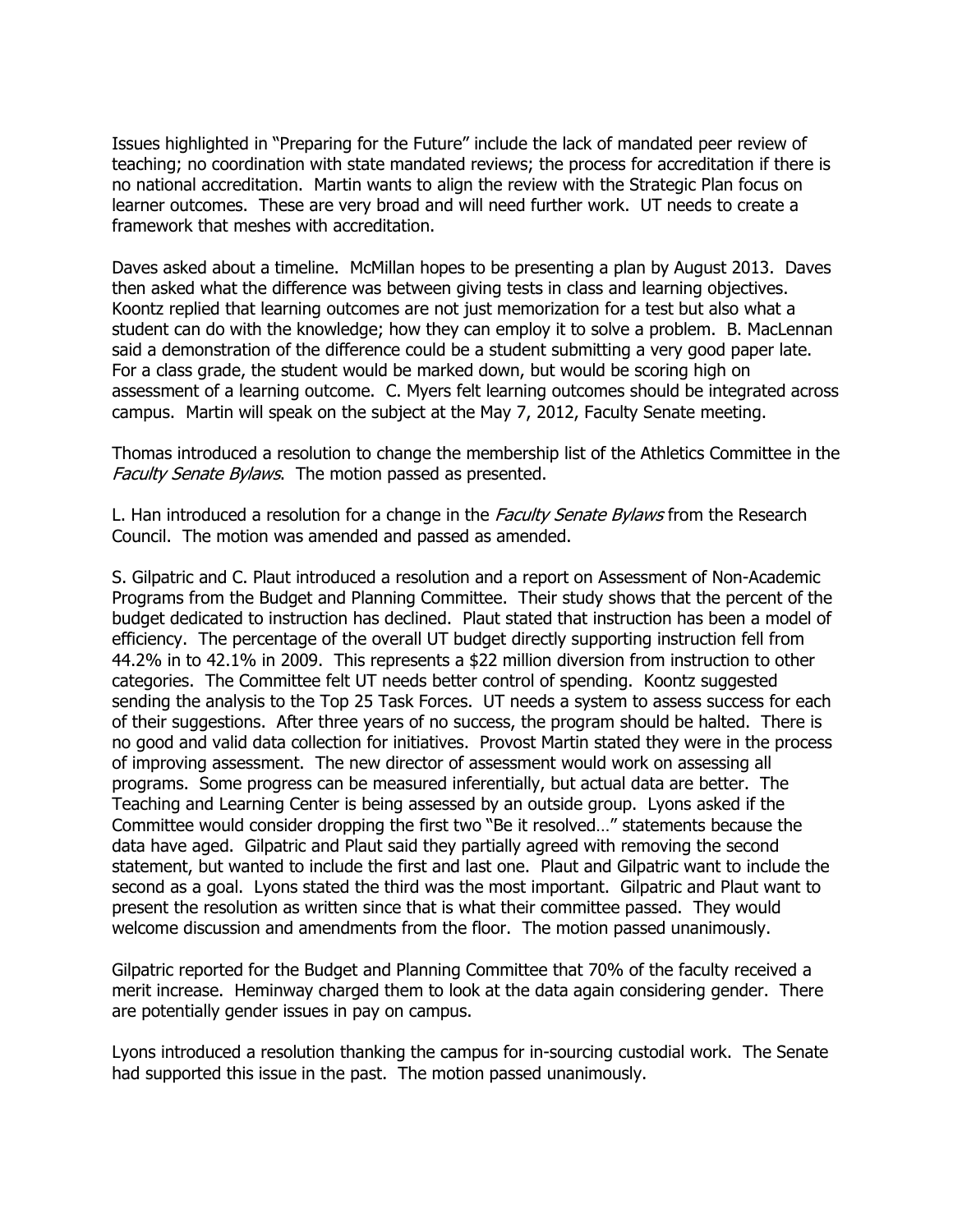Issues highlighted in "Preparing for the Future" include the lack of mandated peer review of teaching; no coordination with state mandated reviews; the process for accreditation if there is no national accreditation. Martin wants to align the review with the Strategic Plan focus on learner outcomes. These are very broad and will need further work. UT needs to create a framework that meshes with accreditation.

Daves asked about a timeline. McMillan hopes to be presenting a plan by August 2013. Daves then asked what the difference was between giving tests in class and learning objectives. Koontz replied that learning outcomes are not just memorization for a test but also what a student can do with the knowledge; how they can employ it to solve a problem. B. MacLennan said a demonstration of the difference could be a student submitting a very good paper late. For a class grade, the student would be marked down, but would be scoring high on assessment of a learning outcome. C. Myers felt learning outcomes should be integrated across campus. Martin will speak on the subject at the May 7, 2012, Faculty Senate meeting.

Thomas introduced a resolution to change the membership list of the Athletics Committee in the *Faculty Senate Bylaws*. The motion passed as presented.

L. Han introduced a resolution for a change in the *Faculty Senate Bylaws* from the Research Council. The motion was amended and passed as amended.

S. Gilpatric and C. Plaut introduced a resolution and a report on Assessment of Non-Academic Programs from the Budget and Planning Committee. Their study shows that the percent of the budget dedicated to instruction has declined. Plaut stated that instruction has been a model of efficiency. The percentage of the overall UT budget directly supporting instruction fell from 44.2% in to 42.1% in 2009. This represents a $22 million diversion from instruction to other categories. The Committee felt UT needs better control of spending. Koontz suggested sending the analysis to the Top 25 Task Forces. UT needs a system to assess success for each of their suggestions. After three years of no success, the program should be halted. There is no good and valid data collection for initiatives. Provost Martin stated they were in the process of improving assessment. The new director of assessment would work on assessing all programs. Some progress can be measured inferentially, but actual data are better. The Teaching and Learning Center is being assessed by an outside group. Lyons asked if the Committee would consider dropping the first two "Be it resolved…" statements because the data have aged. Gilpatric and Plaut said they partially agreed with removing the second statement, but wanted to include the first and last one. Plaut and Gilpatric want to include the second as a goal. Lyons stated the third was the most important. Gilpatric and Plaut want to present the resolution as written since that is what their committee passed. They would welcome discussion and amendments from the floor. The motion passed unanimously.

Gilpatric reported for the Budget and Planning Committee that 70% of the faculty received a merit increase. Heminway charged them to look at the data again considering gender. There are potentially gender issues in pay on campus.

Lyons introduced a resolution thanking the campus for in-sourcing custodial work. The Senate had supported this issue in the past. The motion passed unanimously.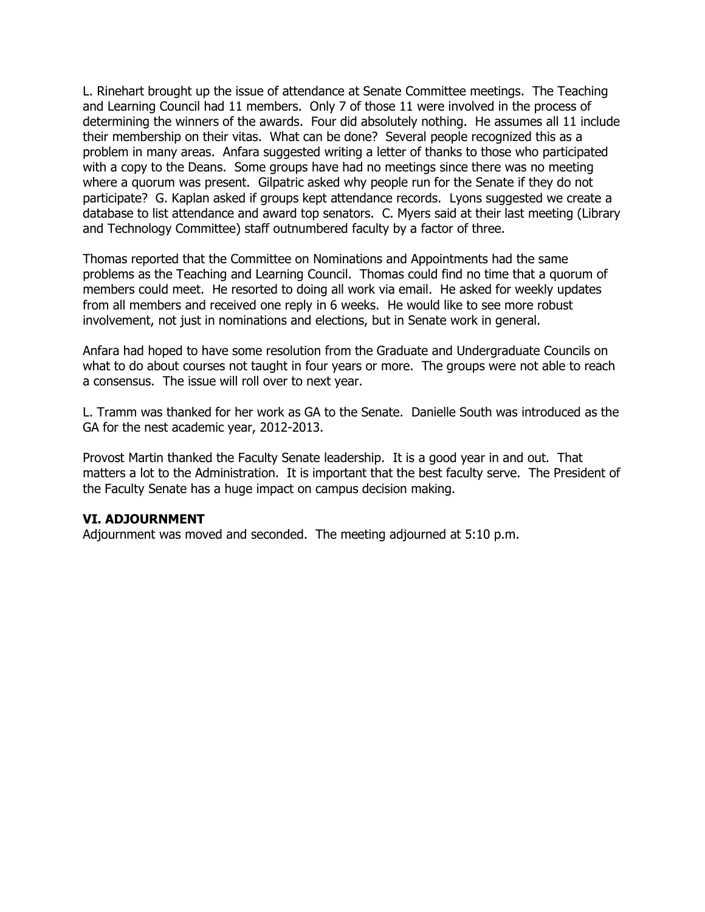L. Rinehart brought up the issue of attendance at Senate Committee meetings. The Teaching and Learning Council had 11 members. Only 7 of those 11 were involved in the process of determining the winners of the awards. Four did absolutely nothing. He assumes all 11 include their membership on their vitas. What can be done? Several people recognized this as a problem in many areas. Anfara suggested writing a letter of thanks to those who participated with a copy to the Deans. Some groups have had no meetings since there was no meeting where a quorum was present. Gilpatric asked why people run for the Senate if they do not participate? G. Kaplan asked if groups kept attendance records. Lyons suggested we create a database to list attendance and award top senators. C. Myers said at their last meeting (Library and Technology Committee) staff outnumbered faculty by a factor of three.

Thomas reported that the Committee on Nominations and Appointments had the same problems as the Teaching and Learning Council. Thomas could find no time that a quorum of members could meet. He resorted to doing all work via email. He asked for weekly updates from all members and received one reply in 6 weeks. He would like to see more robust involvement, not just in nominations and elections, but in Senate work in general.

Anfara had hoped to have some resolution from the Graduate and Undergraduate Councils on what to do about courses not taught in four years or more. The groups were not able to reach a consensus. The issue will roll over to next year.

L. Tramm was thanked for her work as GA to the Senate. Danielle South was introduced as the GA for the nest academic year, 2012-2013.

Provost Martin thanked the Faculty Senate leadership. It is a good year in and out. That matters a lot to the Administration. It is important that the best faculty serve. The President of the Faculty Senate has a huge impact on campus decision making.

**VI. ADJOURNMENT**

Adjournment was moved and seconded. The meeting adjourned at 5:10 p.m.